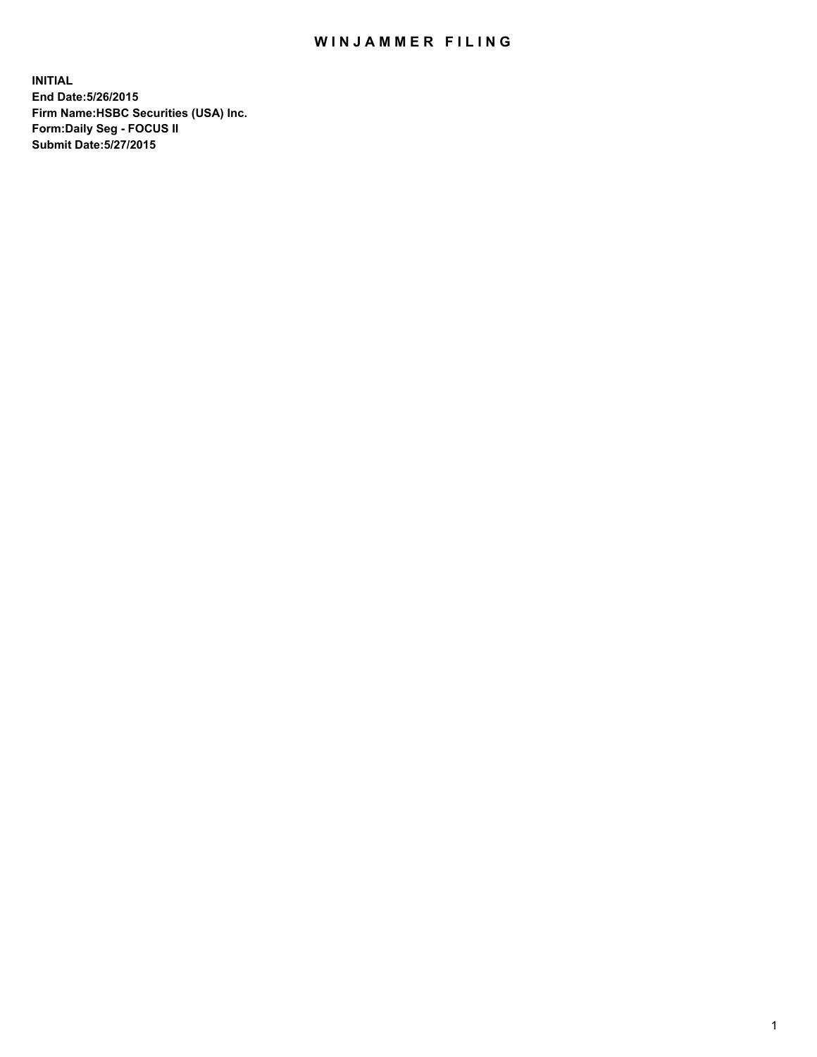# WINJAMMER FILING

**INITIAL**
**End Date:5/26/2015**
**Firm Name:HSBC Securities (USA) Inc.**
**Form:Daily Seg - FOCUS II**
**Submit Date:5/27/2015**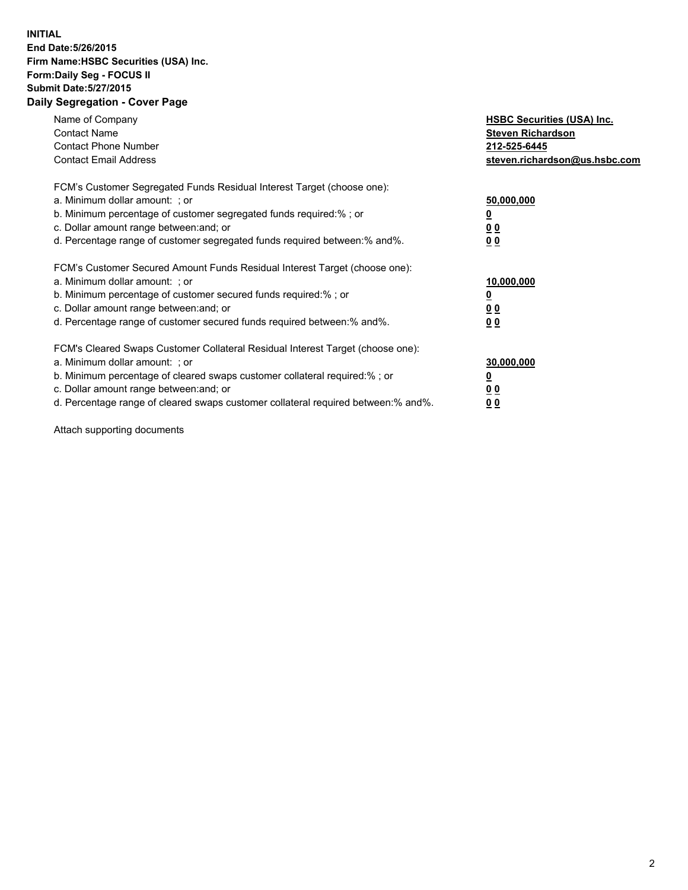**INITIAL**
**End Date:5/26/2015**
**Firm Name:HSBC Securities (USA) Inc.**
**Form:Daily Seg - FOCUS II**
**Submit Date:5/27/2015**

## Daily Segregation - Cover Page

| | |
|---|---|
| Name of Company | **HSBC Securities (USA) Inc.** |
| Contact Name | **Steven Richardson** |
| Contact Phone Number | **212-525-6445** |
| Contact Email Address | **steven.richardson@us.hsbc.com** |

| | |
|---|---|
| FCM's Customer Segregated Funds Residual Interest Target (choose one): | |
| a. Minimum dollar amount: ; or | **50,000,000** |
| b. Minimum percentage of customer segregated funds required:% ; or | **0** |
| c. Dollar amount range between:and; or | **0 0** |
| d. Percentage range of customer segregated funds required between:% and%. | **0 0** |

| | |
|---|---|
| FCM's Customer Secured Amount Funds Residual Interest Target (choose one): | |
| a. Minimum dollar amount: ; or | **10,000,000** |
| b. Minimum percentage of customer secured funds required:% ; or | **0** |
| c. Dollar amount range between:and; or | **0 0** |
| d. Percentage range of customer secured funds required between:% and%. | **0 0** |

| | |
|---|---|
| FCM's Cleared Swaps Customer Collateral Residual Interest Target (choose one): | |
| a. Minimum dollar amount: ; or | **30,000,000** |
| b. Minimum percentage of cleared swaps customer collateral required:% ; or | **0** |
| c. Dollar amount range between:and; or | **0 0** |
| d. Percentage range of cleared swaps customer collateral required between:% and%. | **0 0** |

Attach supporting documents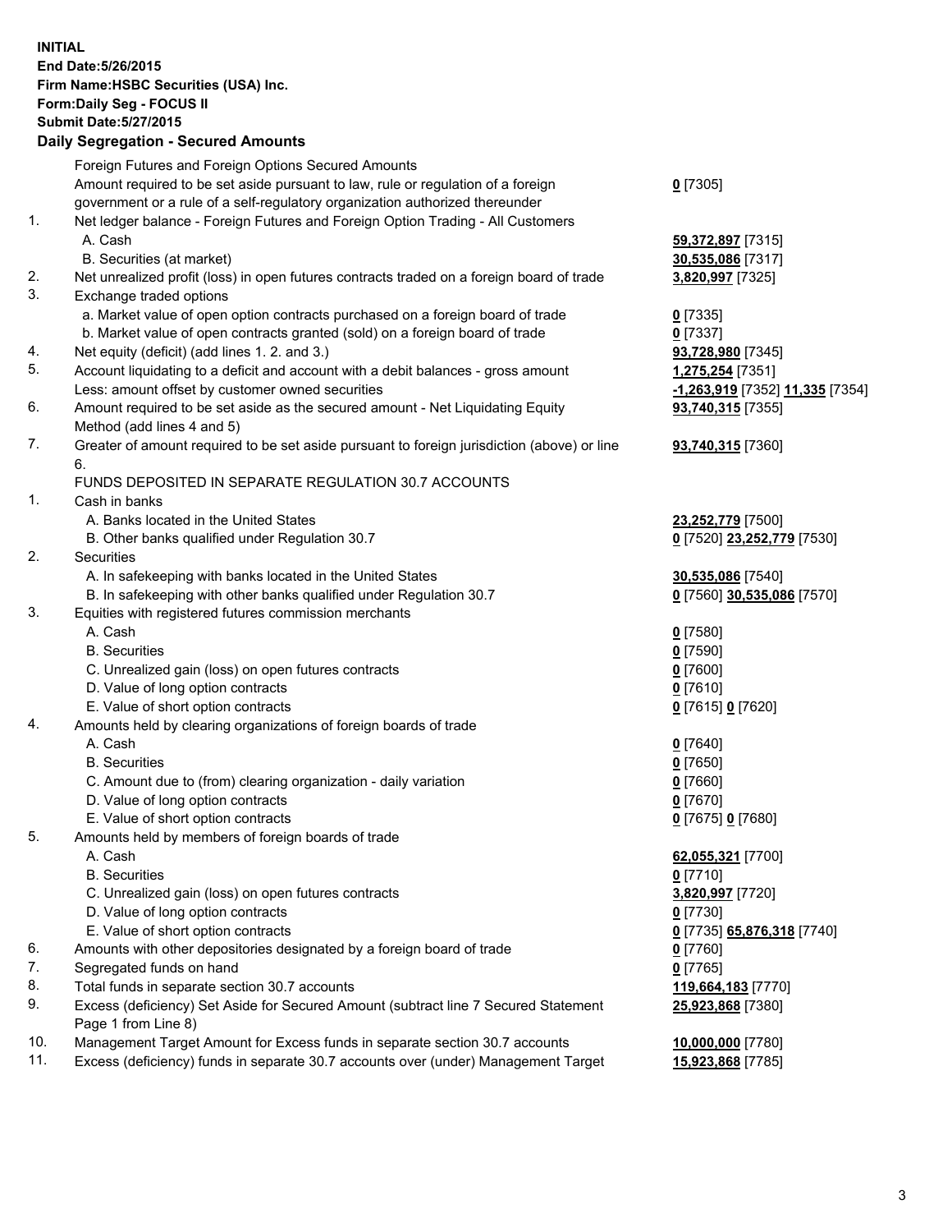**INITIAL**
**End Date:5/26/2015**
**Firm Name:HSBC Securities (USA) Inc.**
**Form:Daily Seg - FOCUS II**
**Submit Date:5/27/2015**

**Daily Segregation - Secured Amounts**

| | | |
|---|---|---|
| | Foreign Futures and Foreign Options Secured Amounts | |
| | Amount required to be set aside pursuant to law, rule or regulation of a foreign government or a rule of a self-regulatory organization authorized thereunder | **0** [7305] |
| 1. | Net ledger balance - Foreign Futures and Foreign Option Trading - All Customers | |
| | A. Cash | **59,372,897** [7315] |
| | B. Securities (at market) | **30,535,086** [7317] |
| 2. | Net unrealized profit (loss) in open futures contracts traded on a foreign board of trade | **3,820,997** [7325] |
| 3. | Exchange traded options | |
| | a. Market value of open option contracts purchased on a foreign board of trade | **0** [7335] |
| | b. Market value of open contracts granted (sold) on a foreign board of trade | **0** [7337] |
| 4. | Net equity (deficit) (add lines 1. 2. and 3.) | **93,728,980** [7345] |
| 5. | Account liquidating to a deficit and account with a debit balances - gross amount | **1,275,254** [7351] |
| | Less: amount offset by customer owned securities | **-1,263,919** [7352] **11,335** [7354] |
| 6. | Amount required to be set aside as the secured amount - Net Liquidating Equity Method (add lines 4 and 5) | **93,740,315** [7355] |
| 7. | Greater of amount required to be set aside pursuant to foreign jurisdiction (above) or line 6. | **93,740,315** [7360] |
| | FUNDS DEPOSITED IN SEPARATE REGULATION 30.7 ACCOUNTS | |
| 1. | Cash in banks | |
| | A. Banks located in the United States | **23,252,779** [7500] |
| | B. Other banks qualified under Regulation 30.7 | **0** [7520] **23,252,779** [7530] |
| 2. | Securities | |
| | A. In safekeeping with banks located in the United States | **30,535,086** [7540] |
| | B. In safekeeping with other banks qualified under Regulation 30.7 | **0** [7560] **30,535,086** [7570] |
| 3. | Equities with registered futures commission merchants | |
| | A. Cash | **0** [7580] |
| | B. Securities | **0** [7590] |
| | C. Unrealized gain (loss) on open futures contracts | **0** [7600] |
| | D. Value of long option contracts | **0** [7610] |
| | E. Value of short option contracts | **0** [7615] **0** [7620] |
| 4. | Amounts held by clearing organizations of foreign boards of trade | |
| | A. Cash | **0** [7640] |
| | B. Securities | **0** [7650] |
| | C. Amount due to (from) clearing organization - daily variation | **0** [7660] |
| | D. Value of long option contracts | **0** [7670] |
| | E. Value of short option contracts | **0** [7675] **0** [7680] |
| 5. | Amounts held by members of foreign boards of trade | |
| | A. Cash | **62,055,321** [7700] |
| | B. Securities | **0** [7710] |
| | C. Unrealized gain (loss) on open futures contracts | **3,820,997** [7720] |
| | D. Value of long option contracts | **0** [7730] |
| | E. Value of short option contracts | **0** [7735] **65,876,318** [7740] |
| 6. | Amounts with other depositories designated by a foreign board of trade | **0** [7760] |
| 7. | Segregated funds on hand | **0** [7765] |
| 8. | Total funds in separate section 30.7 accounts | **119,664,183** [7770] |
| 9. | Excess (deficiency) Set Aside for Secured Amount (subtract line 7 Secured Statement Page 1 from Line 8) | **25,923,868** [7380] |
| 10. | Management Target Amount for Excess funds in separate section 30.7 accounts | **10,000,000** [7780] |
| 11. | Excess (deficiency) funds in separate 30.7 accounts over (under) Management Target | **15,923,868** [7785] |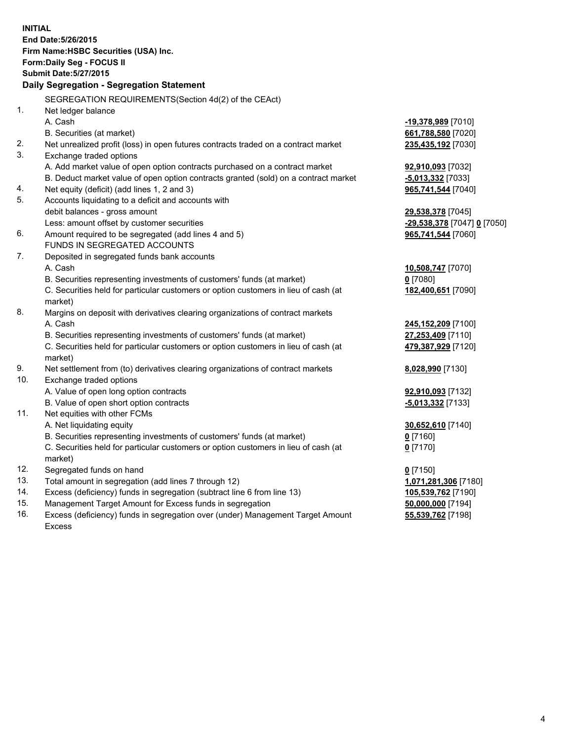**INITIAL**
**End Date:5/26/2015**
**Firm Name:HSBC Securities (USA) Inc.**
**Form:Daily Seg - FOCUS II**
**Submit Date:5/27/2015**

## Daily Segregation - Segregation Statement

SEGREGATION REQUIREMENTS(Section 4d(2) of the CEAct)

| | | |
|---|---|---|
| 1. | Net ledger balance | |
| | A. Cash | **-19,378,989** [7010] |
| | B. Securities (at market) | **661,788,580** [7020] |
| 2. | Net unrealized profit (loss) in open futures contracts traded on a contract market | **235,435,192** [7030] |
| 3. | Exchange traded options | |
| | A. Add market value of open option contracts purchased on a contract market | **92,910,093** [7032] |
| | B. Deduct market value of open option contracts granted (sold) on a contract market | **-5,013,332** [7033] |
| 4. | Net equity (deficit) (add lines 1, 2 and 3) | **965,741,544** [7040] |
| 5. | Accounts liquidating to a deficit and accounts with | |
| | debit balances - gross amount | **29,538,378** [7045] |
| | Less: amount offset by customer securities | **-29,538,378** [7047] **0** [7050] |
| 6. | Amount required to be segregated (add lines 4 and 5) | **965,741,544** [7060] |
| | FUNDS IN SEGREGATED ACCOUNTS | |
| 7. | Deposited in segregated funds bank accounts | |
| | A. Cash | **10,508,747** [7070] |
| | B. Securities representing investments of customers' funds (at market) | **0** [7080] |
| | C. Securities held for particular customers or option customers in lieu of cash (at market) | **182,400,651** [7090] |
| 8. | Margins on deposit with derivatives clearing organizations of contract markets | |
| | A. Cash | **245,152,209** [7100] |
| | B. Securities representing investments of customers' funds (at market) | **27,253,409** [7110] |
| | C. Securities held for particular customers or option customers in lieu of cash (at market) | **479,387,929** [7120] |
| 9. | Net settlement from (to) derivatives clearing organizations of contract markets | **8,028,990** [7130] |
| 10. | Exchange traded options | |
| | A. Value of open long option contracts | **92,910,093** [7132] |
| | B. Value of open short option contracts | **-5,013,332** [7133] |
| 11. | Net equities with other FCMs | |
| | A. Net liquidating equity | **30,652,610** [7140] |
| | B. Securities representing investments of customers' funds (at market) | **0** [7160] |
| | C. Securities held for particular customers or option customers in lieu of cash (at market) | **0** [7170] |
| 12. | Segregated funds on hand | **0** [7150] |
| 13. | Total amount in segregation (add lines 7 through 12) | **1,071,281,306** [7180] |
| 14. | Excess (deficiency) funds in segregation (subtract line 6 from line 13) | **105,539,762** [7190] |
| 15. | Management Target Amount for Excess funds in segregation | **50,000,000** [7194] |
| 16. | Excess (deficiency) funds in segregation over (under) Management Target Amount Excess | **55,539,762** [7198] |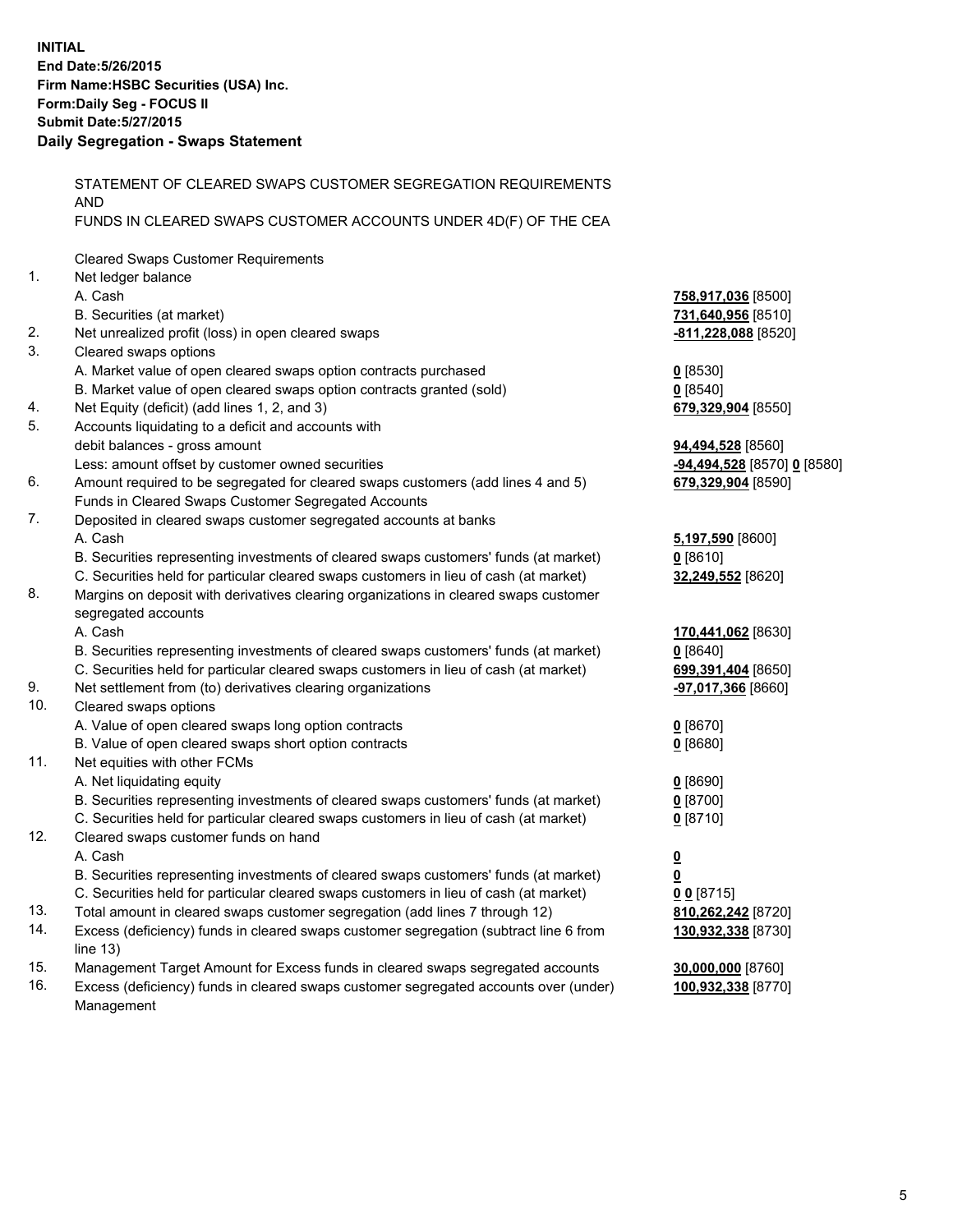**INITIAL**
**End Date:5/26/2015**
**Firm Name:HSBC Securities (USA) Inc.**
**Form:Daily Seg - FOCUS II**
**Submit Date:5/27/2015**
**Daily Segregation - Swaps Statement**

STATEMENT OF CLEARED SWAPS CUSTOMER SEGREGATION REQUIREMENTS AND FUNDS IN CLEARED SWAPS CUSTOMER ACCOUNTS UNDER 4D(F) OF THE CEA

| | | |
|---|---|---|
| | Cleared Swaps Customer Requirements | |
| 1. | Net ledger balance | |
| | A. Cash | **758,917,036** [8500] |
| | B. Securities (at market) | **731,640,956** [8510] |
| 2. | Net unrealized profit (loss) in open cleared swaps | **-811,228,088** [8520] |
| 3. | Cleared swaps options | |
| | A. Market value of open cleared swaps option contracts purchased | **0** [8530] |
| | B. Market value of open cleared swaps option contracts granted (sold) | **0** [8540] |
| 4. | Net Equity (deficit) (add lines 1, 2, and 3) | **679,329,904** [8550] |
| 5. | Accounts liquidating to a deficit and accounts with debit balances - gross amount | **94,494,528** [8560] |
| | Less: amount offset by customer owned securities | **-94,494,528** [8570] **0** [8580] |
| 6. | Amount required to be segregated for cleared swaps customers (add lines 4 and 5) | **679,329,904** [8590] |
| | Funds in Cleared Swaps Customer Segregated Accounts | |
| 7. | Deposited in cleared swaps customer segregated accounts at banks | |
| | A. Cash | **5,197,590** [8600] |
| | B. Securities representing investments of cleared swaps customers' funds (at market) | **0** [8610] |
| | C. Securities held for particular cleared swaps customers in lieu of cash (at market) | **32,249,552** [8620] |
| 8. | Margins on deposit with derivatives clearing organizations in cleared swaps customer segregated accounts | |
| | A. Cash | **170,441,062** [8630] |
| | B. Securities representing investments of cleared swaps customers' funds (at market) | **0** [8640] |
| | C. Securities held for particular cleared swaps customers in lieu of cash (at market) | **699,391,404** [8650] |
| 9. | Net settlement from (to) derivatives clearing organizations | **-97,017,366** [8660] |
| 10. | Cleared swaps options | |
| | A. Value of open cleared swaps long option contracts | **0** [8670] |
| | B. Value of open cleared swaps short option contracts | **0** [8680] |
| 11. | Net equities with other FCMs | |
| | A. Net liquidating equity | **0** [8690] |
| | B. Securities representing investments of cleared swaps customers' funds (at market) | **0** [8700] |
| | C. Securities held for particular cleared swaps customers in lieu of cash (at market) | **0** [8710] |
| 12. | Cleared swaps customer funds on hand | |
| | A. Cash | **0** |
| | B. Securities representing investments of cleared swaps customers' funds (at market) | **0** |
| | C. Securities held for particular cleared swaps customers in lieu of cash (at market) | **0** **0** [8715] |
| 13. | Total amount in cleared swaps customer segregation (add lines 7 through 12) | **810,262,242** [8720] |
| 14. | Excess (deficiency) funds in cleared swaps customer segregation (subtract line 6 from line 13) | **130,932,338** [8730] |
| 15. | Management Target Amount for Excess funds in cleared swaps segregated accounts | **30,000,000** [8760] |
| 16. | Excess (deficiency) funds in cleared swaps customer segregated accounts over (under) Management | **100,932,338** [8770] |